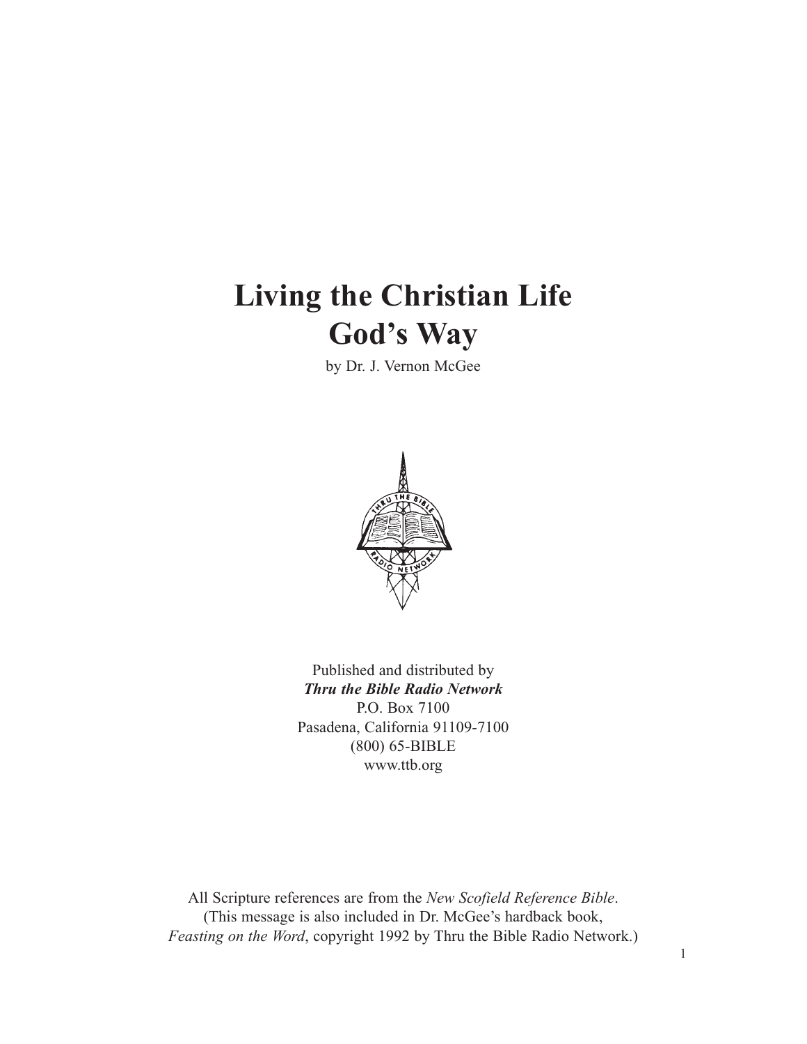# Living the Christian Life God's Way

by Dr. J. Vernon McGee

Published and distributed by
***Thru the Bible Radio Network***
P.O. Box 7100
Pasadena, California 91109-7100
(800) 65-BIBLE
www.ttb.org

All Scripture references are from the *New Scofield Reference Bible*.
(This message is also included in Dr. McGee's hardback book,
*Feasting on the Word*, copyright 1992 by Thru the Bible Radio Network.)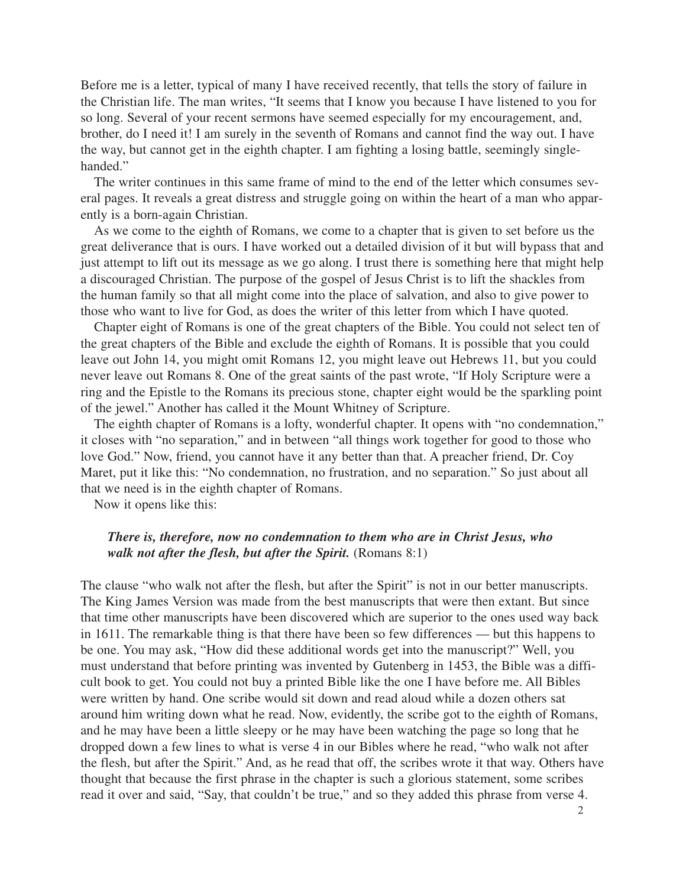Before me is a letter, typical of many I have received recently, that tells the story of failure in the Christian life. The man writes, "It seems that I know you because I have listened to you for so long. Several of your recent sermons have seemed especially for my encouragement, and, brother, do I need it! I am surely in the seventh of Romans and cannot find the way out. I have the way, but cannot get in the eighth chapter. I am fighting a losing battle, seemingly single-handed."

The writer continues in this same frame of mind to the end of the letter which consumes several pages. It reveals a great distress and struggle going on within the heart of a man who apparently is a born-again Christian.

As we come to the eighth of Romans, we come to a chapter that is given to set before us the great deliverance that is ours. I have worked out a detailed division of it but will bypass that and just attempt to lift out its message as we go along. I trust there is something here that might help a discouraged Christian. The purpose of the gospel of Jesus Christ is to lift the shackles from the human family so that all might come into the place of salvation, and also to give power to those who want to live for God, as does the writer of this letter from which I have quoted.

Chapter eight of Romans is one of the great chapters of the Bible. You could not select ten of the great chapters of the Bible and exclude the eighth of Romans. It is possible that you could leave out John 14, you might omit Romans 12, you might leave out Hebrews 11, but you could never leave out Romans 8. One of the great saints of the past wrote, "If Holy Scripture were a ring and the Epistle to the Romans its precious stone, chapter eight would be the sparkling point of the jewel." Another has called it the Mount Whitney of Scripture.

The eighth chapter of Romans is a lofty, wonderful chapter. It opens with "no condemnation," it closes with "no separation," and in between "all things work together for good to those who love God." Now, friend, you cannot have it any better than that. A preacher friend, Dr. Coy Maret, put it like this: "No condemnation, no frustration, and no separation." So just about all that we need is in the eighth chapter of Romans.

Now it opens like this:

> ***There is, therefore, now no condemnation to them who are in Christ Jesus, who walk not after the flesh, but after the Spirit.*** (Romans 8:1)

The clause "who walk not after the flesh, but after the Spirit" is not in our better manuscripts. The King James Version was made from the best manuscripts that were then extant. But since that time other manuscripts have been discovered which are superior to the ones used way back in 1611. The remarkable thing is that there have been so few differences — but this happens to be one. You may ask, "How did these additional words get into the manuscript?" Well, you must understand that before printing was invented by Gutenberg in 1453, the Bible was a difficult book to get. You could not buy a printed Bible like the one I have before me. All Bibles were written by hand. One scribe would sit down and read aloud while a dozen others sat around him writing down what he read. Now, evidently, the scribe got to the eighth of Romans, and he may have been a little sleepy or he may have been watching the page so long that he dropped down a few lines to what is verse 4 in our Bibles where he read, "who walk not after the flesh, but after the Spirit." And, as he read that off, the scribes wrote it that way. Others have thought that because the first phrase in the chapter is such a glorious statement, some scribes read it over and said, "Say, that couldn't be true," and so they added this phrase from verse 4.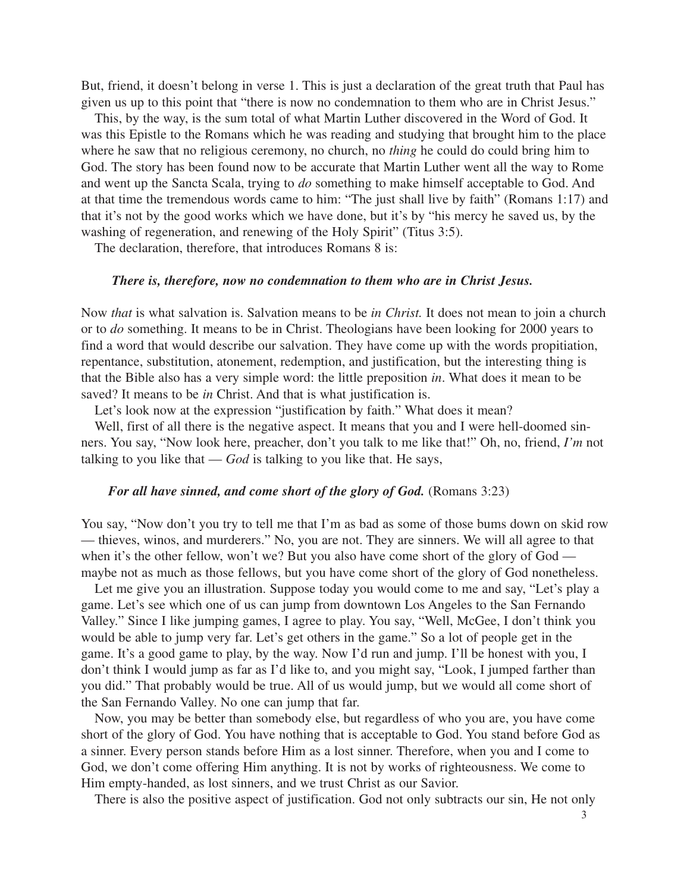But, friend, it doesn't belong in verse 1. This is just a declaration of the great truth that Paul has given us up to this point that "there is now no condemnation to them who are in Christ Jesus."

This, by the way, is the sum total of what Martin Luther discovered in the Word of God. It was this Epistle to the Romans which he was reading and studying that brought him to the place where he saw that no religious ceremony, no church, no *thing* he could do could bring him to God. The story has been found now to be accurate that Martin Luther went all the way to Rome and went up the Sancta Scala, trying to *do* something to make himself acceptable to God. And at that time the tremendous words came to him: "The just shall live by faith" (Romans 1:17) and that it's not by the good works which we have done, but it's by "his mercy he saved us, by the washing of regeneration, and renewing of the Holy Spirit" (Titus 3:5).

The declaration, therefore, that introduces Romans 8 is:

> ***There is, therefore, now no condemnation to them who are in Christ Jesus.***

Now *that* is what salvation is. Salvation means to be *in Christ.* It does not mean to join a church or to *do* something. It means to be in Christ. Theologians have been looking for 2000 years to find a word that would describe our salvation. They have come up with the words propitiation, repentance, substitution, atonement, redemption, and justification, but the interesting thing is that the Bible also has a very simple word: the little preposition *in*. What does it mean to be saved? It means to be *in* Christ. And that is what justification is.

Let's look now at the expression "justification by faith." What does it mean?

Well, first of all there is the negative aspect. It means that you and I were hell-doomed sinners. You say, "Now look here, preacher, don't you talk to me like that!" Oh, no, friend, *I'm* not talking to you like that — *God* is talking to you like that. He says,

> ***For all have sinned, and come short of the glory of God.*** (Romans 3:23)

You say, "Now don't you try to tell me that I'm as bad as some of those bums down on skid row — thieves, winos, and murderers." No, you are not. They are sinners. We will all agree to that when it's the other fellow, won't we? But you also have come short of the glory of God — maybe not as much as those fellows, but you have come short of the glory of God nonetheless.

Let me give you an illustration. Suppose today you would come to me and say, "Let's play a game. Let's see which one of us can jump from downtown Los Angeles to the San Fernando Valley." Since I like jumping games, I agree to play. You say, "Well, McGee, I don't think you would be able to jump very far. Let's get others in the game." So a lot of people get in the game. It's a good game to play, by the way. Now I'd run and jump. I'll be honest with you, I don't think I would jump as far as I'd like to, and you might say, "Look, I jumped farther than you did." That probably would be true. All of us would jump, but we would all come short of the San Fernando Valley. No one can jump that far.

Now, you may be better than somebody else, but regardless of who you are, you have come short of the glory of God. You have nothing that is acceptable to God. You stand before God as a sinner. Every person stands before Him as a lost sinner. Therefore, when you and I come to God, we don't come offering Him anything. It is not by works of righteousness. We come to Him empty-handed, as lost sinners, and we trust Christ as our Savior.

There is also the positive aspect of justification. God not only subtracts our sin, He not only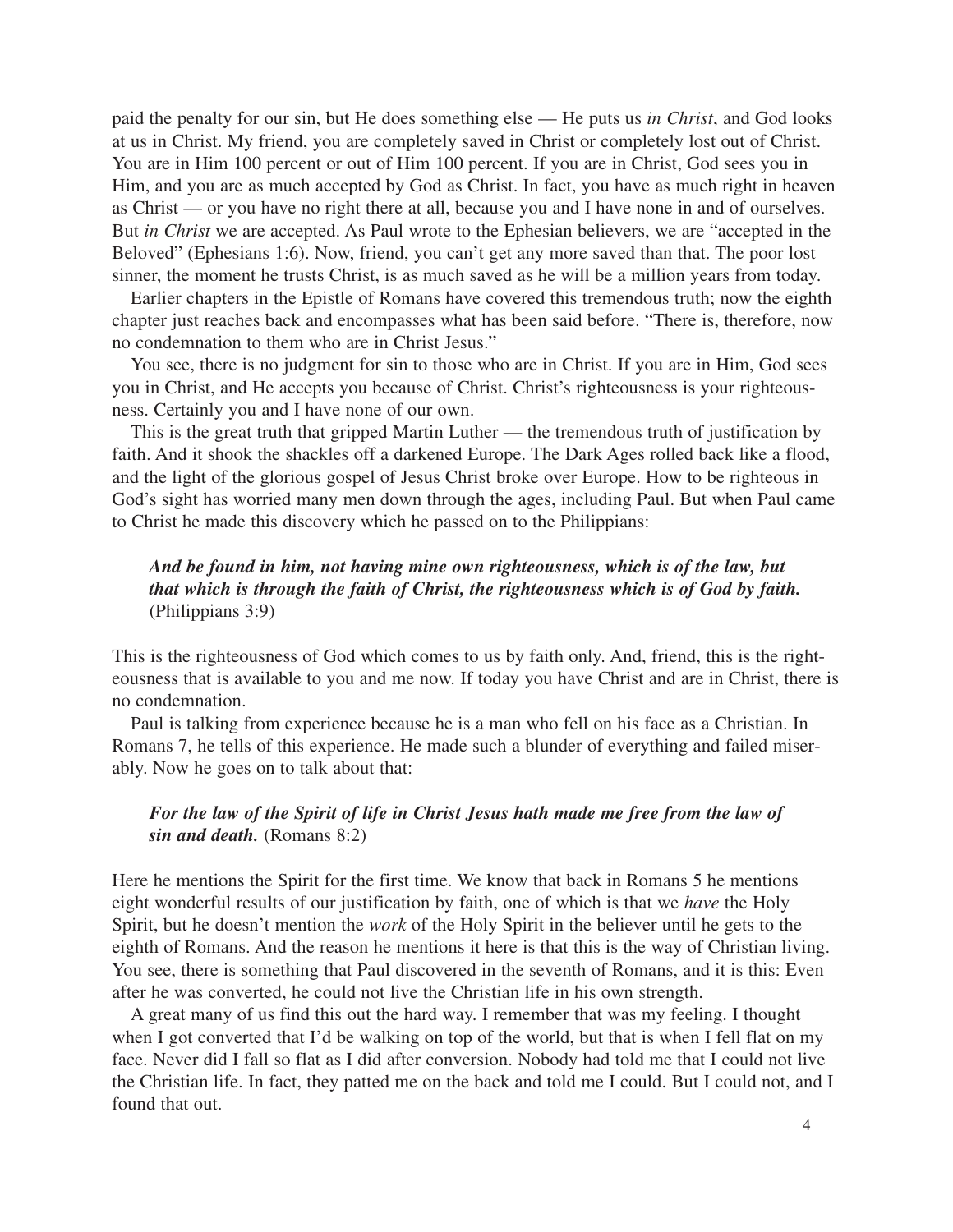paid the penalty for our sin, but He does something else — He puts us *in Christ*, and God looks at us in Christ. My friend, you are completely saved in Christ or completely lost out of Christ. You are in Him 100 percent or out of Him 100 percent. If you are in Christ, God sees you in Him, and you are as much accepted by God as Christ. In fact, you have as much right in heaven as Christ — or you have no right there at all, because you and I have none in and of ourselves. But *in Christ* we are accepted. As Paul wrote to the Ephesian believers, we are "accepted in the Beloved" (Ephesians 1:6). Now, friend, you can't get any more saved than that. The poor lost sinner, the moment he trusts Christ, is as much saved as he will be a million years from today.

Earlier chapters in the Epistle of Romans have covered this tremendous truth; now the eighth chapter just reaches back and encompasses what has been said before. "There is, therefore, now no condemnation to them who are in Christ Jesus."

You see, there is no judgment for sin to those who are in Christ. If you are in Him, God sees you in Christ, and He accepts you because of Christ. Christ's righteousness is your righteousness. Certainly you and I have none of our own.

This is the great truth that gripped Martin Luther — the tremendous truth of justification by faith. And it shook the shackles off a darkened Europe. The Dark Ages rolled back like a flood, and the light of the glorious gospel of Jesus Christ broke over Europe. How to be righteous in God's sight has worried many men down through the ages, including Paul. But when Paul came to Christ he made this discovery which he passed on to the Philippians:

> ***And be found in him, not having mine own righteousness, which is of the law, but that which is through the faith of Christ, the righteousness which is of God by faith.*** (Philippians 3:9)

This is the righteousness of God which comes to us by faith only. And, friend, this is the righteousness that is available to you and me now. If today you have Christ and are in Christ, there is no condemnation.

Paul is talking from experience because he is a man who fell on his face as a Christian. In Romans 7, he tells of this experience. He made such a blunder of everything and failed miserably. Now he goes on to talk about that:

> ***For the law of the Spirit of life in Christ Jesus hath made me free from the law of sin and death.*** (Romans 8:2)

Here he mentions the Spirit for the first time. We know that back in Romans 5 he mentions eight wonderful results of our justification by faith, one of which is that we *have* the Holy Spirit, but he doesn't mention the *work* of the Holy Spirit in the believer until he gets to the eighth of Romans. And the reason he mentions it here is that this is the way of Christian living. You see, there is something that Paul discovered in the seventh of Romans, and it is this: Even after he was converted, he could not live the Christian life in his own strength.

A great many of us find this out the hard way. I remember that was my feeling. I thought when I got converted that I'd be walking on top of the world, but that is when I fell flat on my face. Never did I fall so flat as I did after conversion. Nobody had told me that I could not live the Christian life. In fact, they patted me on the back and told me I could. But I could not, and I found that out.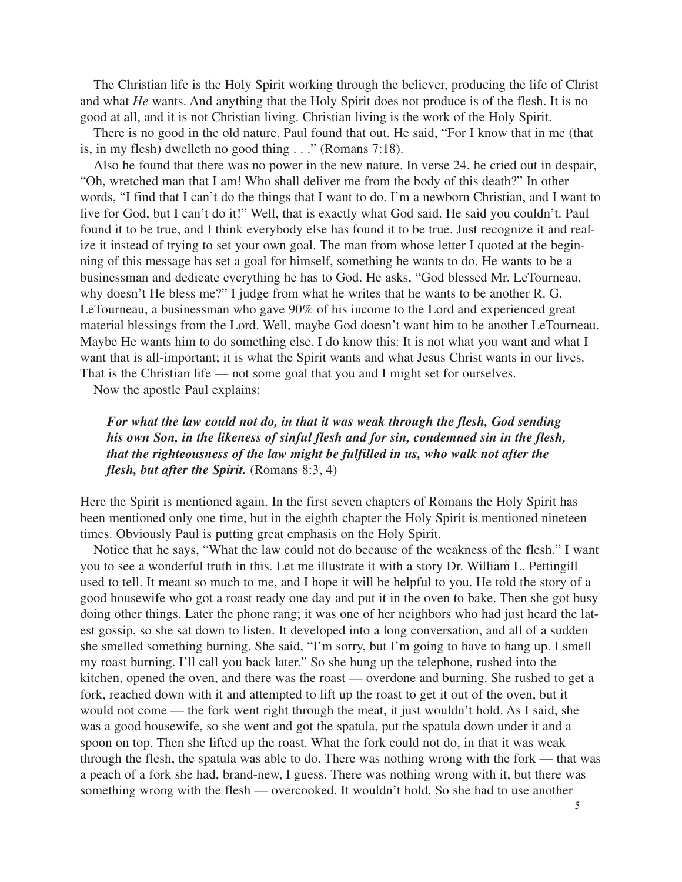The Christian life is the Holy Spirit working through the believer, producing the life of Christ and what *He* wants. And anything that the Holy Spirit does not produce is of the flesh. It is no good at all, and it is not Christian living. Christian living is the work of the Holy Spirit.

There is no good in the old nature. Paul found that out. He said, "For I know that in me (that is, in my flesh) dwelleth no good thing . . ." (Romans 7:18).

Also he found that there was no power in the new nature. In verse 24, he cried out in despair, "Oh, wretched man that I am! Who shall deliver me from the body of this death?" In other words, "I find that I can't do the things that I want to do. I'm a newborn Christian, and I want to live for God, but I can't do it!" Well, that is exactly what God said. He said you couldn't. Paul found it to be true, and I think everybody else has found it to be true. Just recognize it and realize it instead of trying to set your own goal. The man from whose letter I quoted at the beginning of this message has set a goal for himself, something he wants to do. He wants to be a businessman and dedicate everything he has to God. He asks, "God blessed Mr. LeTourneau, why doesn't He bless me?" I judge from what he writes that he wants to be another R. G. LeTourneau, a businessman who gave 90% of his income to the Lord and experienced great material blessings from the Lord. Well, maybe God doesn't want him to be another LeTourneau. Maybe He wants him to do something else. I do know this: It is not what you want and what I want that is all-important; it is what the Spirit wants and what Jesus Christ wants in our lives. That is the Christian life — not some goal that you and I might set for ourselves.

Now the apostle Paul explains:

> ***For what the law could not do, in that it was weak through the flesh, God sending his own Son, in the likeness of sinful flesh and for sin, condemned sin in the flesh, that the righteousness of the law might be fulfilled in us, who walk not after the flesh, but after the Spirit.*** (Romans 8:3, 4)

Here the Spirit is mentioned again. In the first seven chapters of Romans the Holy Spirit has been mentioned only one time, but in the eighth chapter the Holy Spirit is mentioned nineteen times. Obviously Paul is putting great emphasis on the Holy Spirit.

Notice that he says, "What the law could not do because of the weakness of the flesh." I want you to see a wonderful truth in this. Let me illustrate it with a story Dr. William L. Pettingill used to tell. It meant so much to me, and I hope it will be helpful to you. He told the story of a good housewife who got a roast ready one day and put it in the oven to bake. Then she got busy doing other things. Later the phone rang; it was one of her neighbors who had just heard the latest gossip, so she sat down to listen. It developed into a long conversation, and all of a sudden she smelled something burning. She said, "I'm sorry, but I'm going to have to hang up. I smell my roast burning. I'll call you back later." So she hung up the telephone, rushed into the kitchen, opened the oven, and there was the roast — overdone and burning. She rushed to get a fork, reached down with it and attempted to lift up the roast to get it out of the oven, but it would not come — the fork went right through the meat, it just wouldn't hold. As I said, she was a good housewife, so she went and got the spatula, put the spatula down under it and a spoon on top. Then she lifted up the roast. What the fork could not do, in that it was weak through the flesh, the spatula was able to do. There was nothing wrong with the fork — that was a peach of a fork she had, brand-new, I guess. There was nothing wrong with it, but there was something wrong with the flesh — overcooked. It wouldn't hold. So she had to use another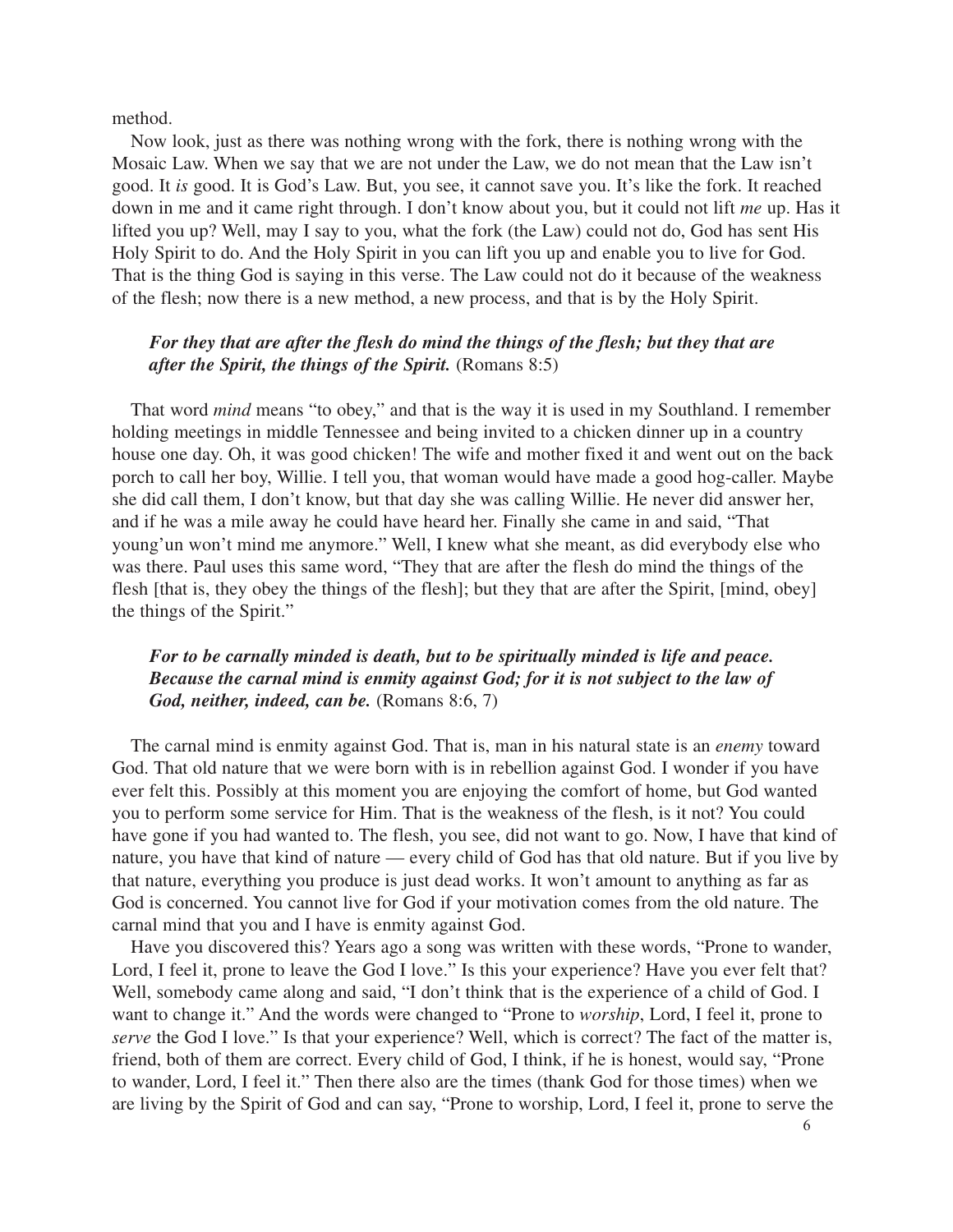method.

Now look, just as there was nothing wrong with the fork, there is nothing wrong with the Mosaic Law. When we say that we are not under the Law, we do not mean that the Law isn't good. It *is* good. It is God's Law. But, you see, it cannot save you. It's like the fork. It reached down in me and it came right through. I don't know about you, but it could not lift *me* up. Has it lifted you up? Well, may I say to you, what the fork (the Law) could not do, God has sent His Holy Spirit to do. And the Holy Spirit in you can lift you up and enable you to live for God. That is the thing God is saying in this verse. The Law could not do it because of the weakness of the flesh; now there is a new method, a new process, and that is by the Holy Spirit.

> ***For they that are after the flesh do mind the things of the flesh; but they that are after the Spirit, the things of the Spirit.*** (Romans 8:5)

That word *mind* means "to obey," and that is the way it is used in my Southland. I remember holding meetings in middle Tennessee and being invited to a chicken dinner up in a country house one day. Oh, it was good chicken! The wife and mother fixed it and went out on the back porch to call her boy, Willie. I tell you, that woman would have made a good hog-caller. Maybe she did call them, I don't know, but that day she was calling Willie. He never did answer her, and if he was a mile away he could have heard her. Finally she came in and said, "That young'un won't mind me anymore." Well, I knew what she meant, as did everybody else who was there. Paul uses this same word, "They that are after the flesh do mind the things of the flesh [that is, they obey the things of the flesh]; but they that are after the Spirit, [mind, obey] the things of the Spirit."

> ***For to be carnally minded is death, but to be spiritually minded is life and peace. Because the carnal mind is enmity against God; for it is not subject to the law of God, neither, indeed, can be.*** (Romans 8:6, 7)

The carnal mind is enmity against God. That is, man in his natural state is an *enemy* toward God. That old nature that we were born with is in rebellion against God. I wonder if you have ever felt this. Possibly at this moment you are enjoying the comfort of home, but God wanted you to perform some service for Him. That is the weakness of the flesh, is it not? You could have gone if you had wanted to. The flesh, you see, did not want to go. Now, I have that kind of nature, you have that kind of nature — every child of God has that old nature. But if you live by that nature, everything you produce is just dead works. It won't amount to anything as far as God is concerned. You cannot live for God if your motivation comes from the old nature. The carnal mind that you and I have is enmity against God.

Have you discovered this? Years ago a song was written with these words, "Prone to wander, Lord, I feel it, prone to leave the God I love." Is this your experience? Have you ever felt that? Well, somebody came along and said, "I don't think that is the experience of a child of God. I want to change it." And the words were changed to "Prone to *worship*, Lord, I feel it, prone to *serve* the God I love." Is that your experience? Well, which is correct? The fact of the matter is, friend, both of them are correct. Every child of God, I think, if he is honest, would say, "Prone to wander, Lord, I feel it." Then there also are the times (thank God for those times) when we are living by the Spirit of God and can say, "Prone to worship, Lord, I feel it, prone to serve the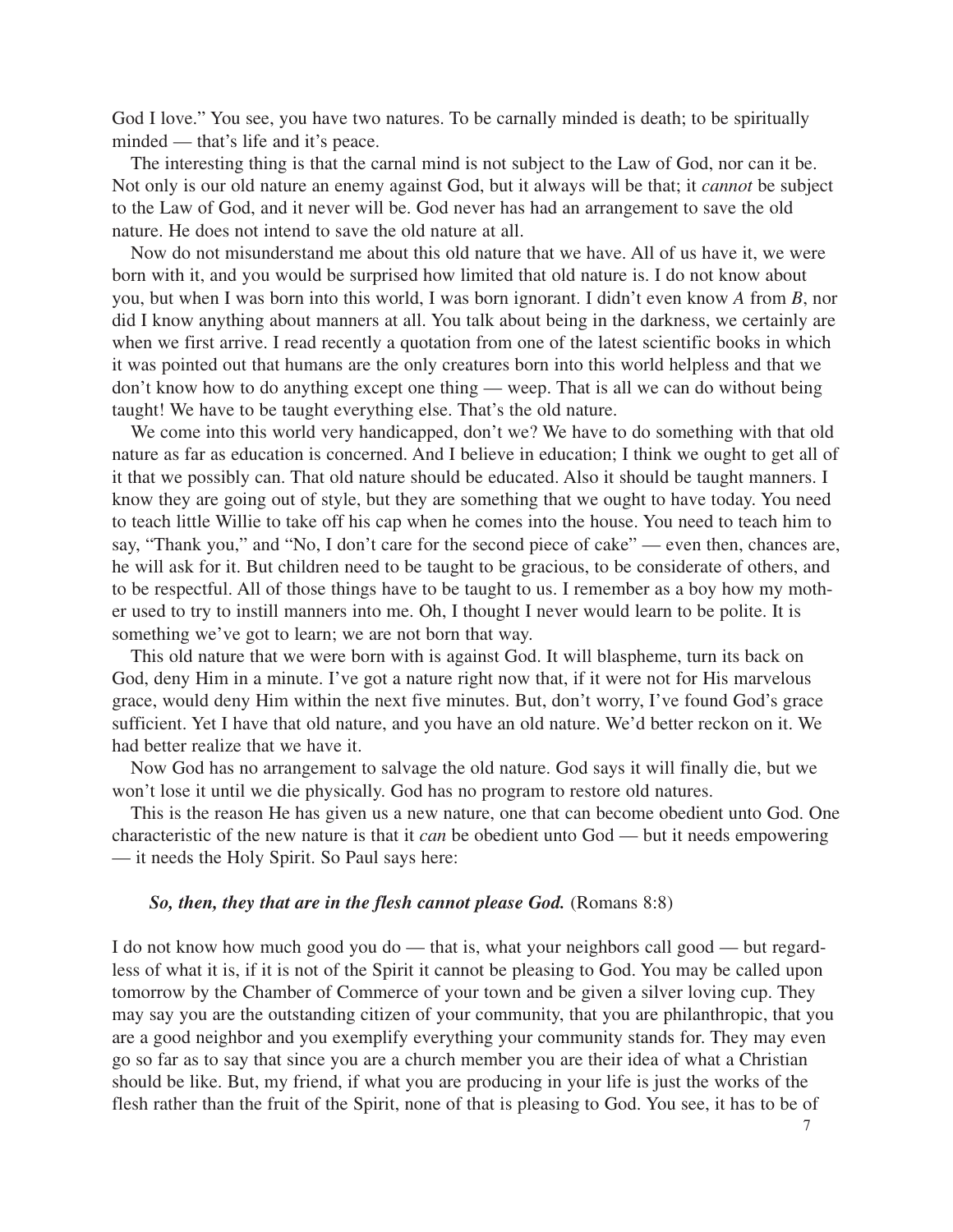God I love." You see, you have two natures. To be carnally minded is death; to be spiritually minded — that's life and it's peace.

The interesting thing is that the carnal mind is not subject to the Law of God, nor can it be. Not only is our old nature an enemy against God, but it always will be that; it *cannot* be subject to the Law of God, and it never will be. God never has had an arrangement to save the old nature. He does not intend to save the old nature at all.

Now do not misunderstand me about this old nature that we have. All of us have it, we were born with it, and you would be surprised how limited that old nature is. I do not know about you, but when I was born into this world, I was born ignorant. I didn't even know *A* from *B*, nor did I know anything about manners at all. You talk about being in the darkness, we certainly are when we first arrive. I read recently a quotation from one of the latest scientific books in which it was pointed out that humans are the only creatures born into this world helpless and that we don't know how to do anything except one thing — weep. That is all we can do without being taught! We have to be taught everything else. That's the old nature.

We come into this world very handicapped, don't we? We have to do something with that old nature as far as education is concerned. And I believe in education; I think we ought to get all of it that we possibly can. That old nature should be educated. Also it should be taught manners. I know they are going out of style, but they are something that we ought to have today. You need to teach little Willie to take off his cap when he comes into the house. You need to teach him to say, "Thank you," and "No, I don't care for the second piece of cake" — even then, chances are, he will ask for it. But children need to be taught to be gracious, to be considerate of others, and to be respectful. All of those things have to be taught to us. I remember as a boy how my mother used to try to instill manners into me. Oh, I thought I never would learn to be polite. It is something we've got to learn; we are not born that way.

This old nature that we were born with is against God. It will blaspheme, turn its back on God, deny Him in a minute. I've got a nature right now that, if it were not for His marvelous grace, would deny Him within the next five minutes. But, don't worry, I've found God's grace sufficient. Yet I have that old nature, and you have an old nature. We'd better reckon on it. We had better realize that we have it.

Now God has no arrangement to salvage the old nature. God says it will finally die, but we won't lose it until we die physically. God has no program to restore old natures.

This is the reason He has given us a new nature, one that can become obedient unto God. One characteristic of the new nature is that it *can* be obedient unto God — but it needs empowering — it needs the Holy Spirit. So Paul says here:

> ***So, then, they that are in the flesh cannot please God.*** (Romans 8:8)

I do not know how much good you do — that is, what your neighbors call good — but regardless of what it is, if it is not of the Spirit it cannot be pleasing to God. You may be called upon tomorrow by the Chamber of Commerce of your town and be given a silver loving cup. They may say you are the outstanding citizen of your community, that you are philanthropic, that you are a good neighbor and you exemplify everything your community stands for. They may even go so far as to say that since you are a church member you are their idea of what a Christian should be like. But, my friend, if what you are producing in your life is just the works of the flesh rather than the fruit of the Spirit, none of that is pleasing to God. You see, it has to be of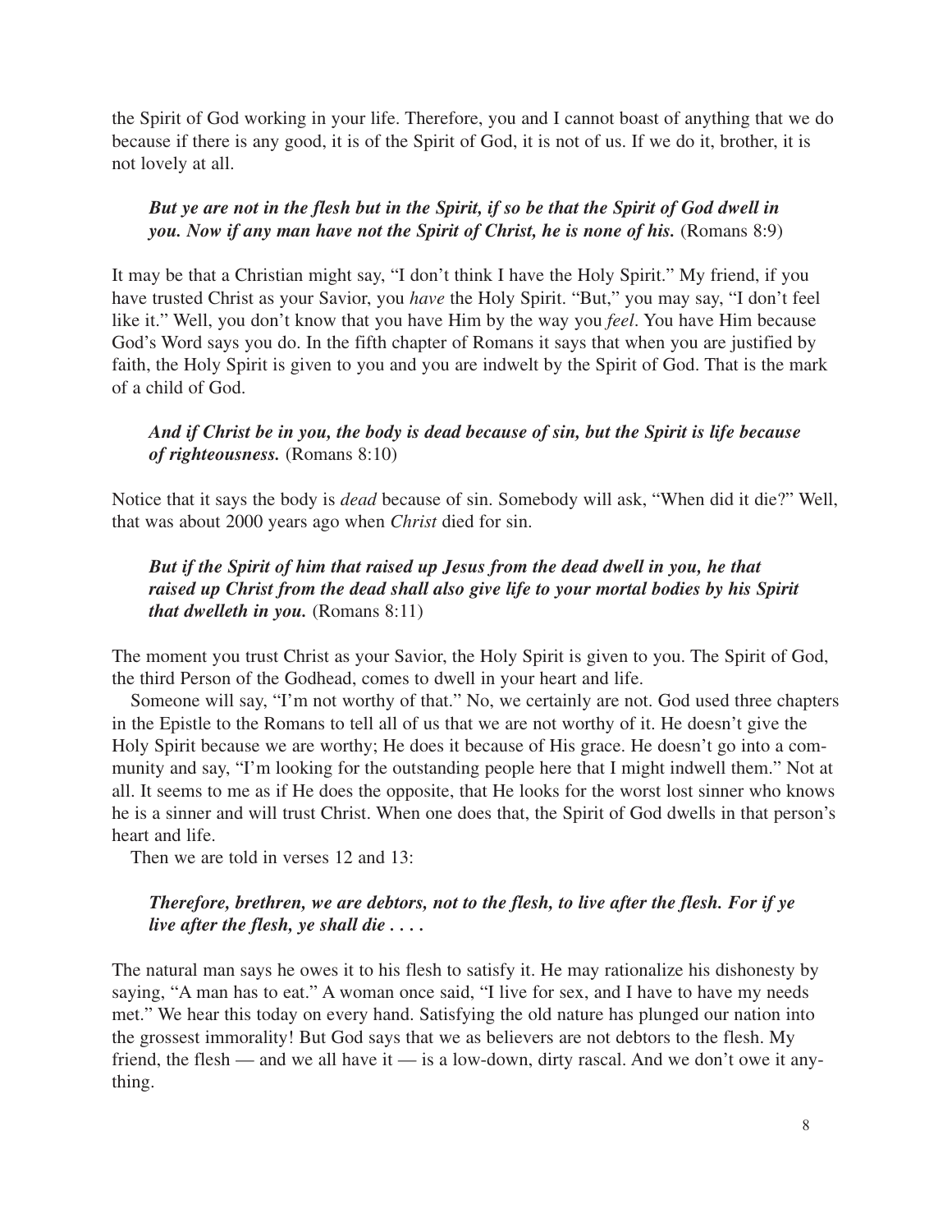the Spirit of God working in your life. Therefore, you and I cannot boast of anything that we do because if there is any good, it is of the Spirit of God, it is not of us. If we do it, brother, it is not lovely at all.

> ***But ye are not in the flesh but in the Spirit, if so be that the Spirit of God dwell in you. Now if any man have not the Spirit of Christ, he is none of his.*** (Romans 8:9)

It may be that a Christian might say, "I don't think I have the Holy Spirit." My friend, if you have trusted Christ as your Savior, you *have* the Holy Spirit. "But," you may say, "I don't feel like it." Well, you don't know that you have Him by the way you *feel*. You have Him because God's Word says you do. In the fifth chapter of Romans it says that when you are justified by faith, the Holy Spirit is given to you and you are indwelt by the Spirit of God. That is the mark of a child of God.

> ***And if Christ be in you, the body is dead because of sin, but the Spirit is life because of righteousness.*** (Romans 8:10)

Notice that it says the body is *dead* because of sin. Somebody will ask, "When did it die?" Well, that was about 2000 years ago when *Christ* died for sin.

> ***But if the Spirit of him that raised up Jesus from the dead dwell in you, he that raised up Christ from the dead shall also give life to your mortal bodies by his Spirit that dwelleth in you.*** (Romans 8:11)

The moment you trust Christ as your Savior, the Holy Spirit is given to you. The Spirit of God, the third Person of the Godhead, comes to dwell in your heart and life.

Someone will say, "I'm not worthy of that." No, we certainly are not. God used three chapters in the Epistle to the Romans to tell all of us that we are not worthy of it. He doesn't give the Holy Spirit because we are worthy; He does it because of His grace. He doesn't go into a community and say, "I'm looking for the outstanding people here that I might indwell them." Not at all. It seems to me as if He does the opposite, that He looks for the worst lost sinner who knows he is a sinner and will trust Christ. When one does that, the Spirit of God dwells in that person's heart and life.

Then we are told in verses 12 and 13:

> ***Therefore, brethren, we are debtors, not to the flesh, to live after the flesh. For if ye live after the flesh, ye shall die . . . .***

The natural man says he owes it to his flesh to satisfy it. He may rationalize his dishonesty by saying, "A man has to eat." A woman once said, "I live for sex, and I have to have my needs met." We hear this today on every hand. Satisfying the old nature has plunged our nation into the grossest immorality! But God says that we as believers are not debtors to the flesh. My friend, the flesh — and we all have it — is a low-down, dirty rascal. And we don't owe it anything.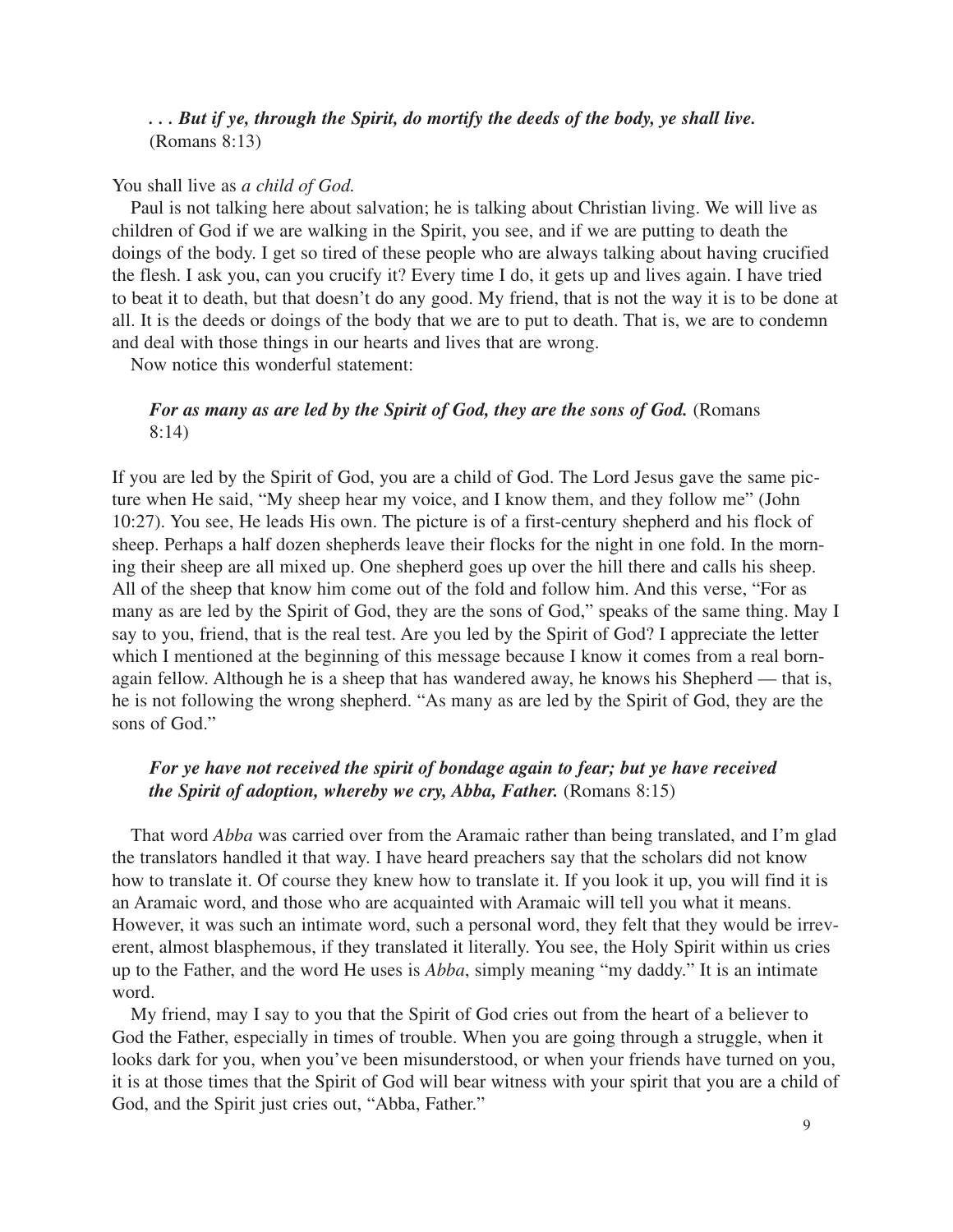***. . . But if ye, through the Spirit, do mortify the deeds of the body, ye shall live.*** (Romans 8:13)

You shall live as *a child of God.*

Paul is not talking here about salvation; he is talking about Christian living. We will live as children of God if we are walking in the Spirit, you see, and if we are putting to death the doings of the body. I get so tired of these people who are always talking about having crucified the flesh. I ask you, can you crucify it? Every time I do, it gets up and lives again. I have tried to beat it to death, but that doesn't do any good. My friend, that is not the way it is to be done at all. It is the deeds or doings of the body that we are to put to death. That is, we are to condemn and deal with those things in our hearts and lives that are wrong.

Now notice this wonderful statement:

***For as many as are led by the Spirit of God, they are the sons of God.*** (Romans 8:14)

If you are led by the Spirit of God, you are a child of God. The Lord Jesus gave the same picture when He said, "My sheep hear my voice, and I know them, and they follow me" (John 10:27). You see, He leads His own. The picture is of a first-century shepherd and his flock of sheep. Perhaps a half dozen shepherds leave their flocks for the night in one fold. In the morning their sheep are all mixed up. One shepherd goes up over the hill there and calls his sheep. All of the sheep that know him come out of the fold and follow him. And this verse, "For as many as are led by the Spirit of God, they are the sons of God," speaks of the same thing. May I say to you, friend, that is the real test. Are you led by the Spirit of God? I appreciate the letter which I mentioned at the beginning of this message because I know it comes from a real born-again fellow. Although he is a sheep that has wandered away, he knows his Shepherd — that is, he is not following the wrong shepherd. "As many as are led by the Spirit of God, they are the sons of God."

***For ye have not received the spirit of bondage again to fear; but ye have received the Spirit of adoption, whereby we cry, Abba, Father.*** (Romans 8:15)

That word *Abba* was carried over from the Aramaic rather than being translated, and I'm glad the translators handled it that way. I have heard preachers say that the scholars did not know how to translate it. Of course they knew how to translate it. If you look it up, you will find it is an Aramaic word, and those who are acquainted with Aramaic will tell you what it means. However, it was such an intimate word, such a personal word, they felt that they would be irreverent, almost blasphemous, if they translated it literally. You see, the Holy Spirit within us cries up to the Father, and the word He uses is *Abba*, simply meaning "my daddy." It is an intimate word.

My friend, may I say to you that the Spirit of God cries out from the heart of a believer to God the Father, especially in times of trouble. When you are going through a struggle, when it looks dark for you, when you've been misunderstood, or when your friends have turned on you, it is at those times that the Spirit of God will bear witness with your spirit that you are a child of God, and the Spirit just cries out, "Abba, Father."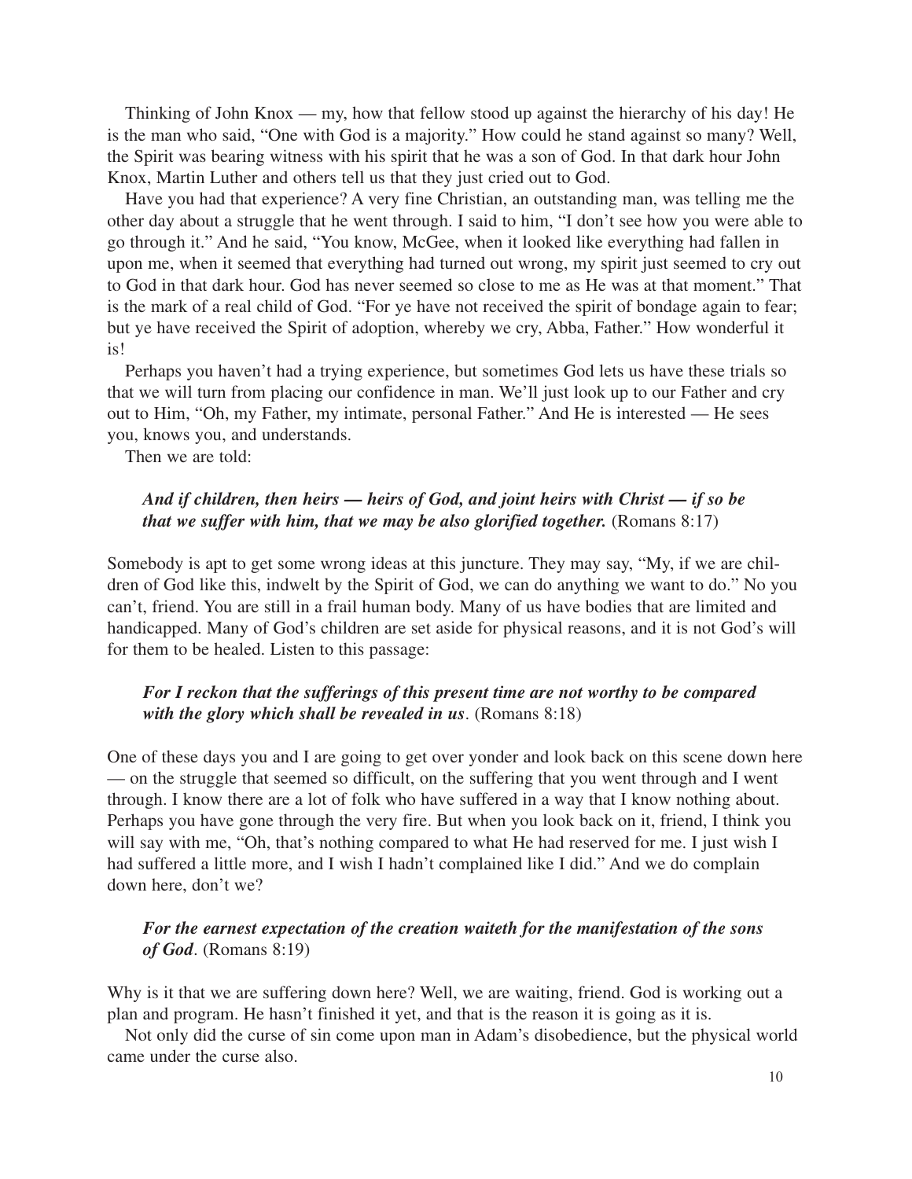Thinking of John Knox — my, how that fellow stood up against the hierarchy of his day! He is the man who said, "One with God is a majority." How could he stand against so many? Well, the Spirit was bearing witness with his spirit that he was a son of God. In that dark hour John Knox, Martin Luther and others tell us that they just cried out to God.

Have you had that experience? A very fine Christian, an outstanding man, was telling me the other day about a struggle that he went through. I said to him, "I don't see how you were able to go through it." And he said, "You know, McGee, when it looked like everything had fallen in upon me, when it seemed that everything had turned out wrong, my spirit just seemed to cry out to God in that dark hour. God has never seemed so close to me as He was at that moment." That is the mark of a real child of God. "For ye have not received the spirit of bondage again to fear; but ye have received the Spirit of adoption, whereby we cry, Abba, Father." How wonderful it is!

Perhaps you haven't had a trying experience, but sometimes God lets us have these trials so that we will turn from placing our confidence in man. We'll just look up to our Father and cry out to Him, "Oh, my Father, my intimate, personal Father." And He is interested — He sees you, knows you, and understands.

Then we are told:

> ***And if children, then heirs — heirs of God, and joint heirs with Christ — if so be that we suffer with him, that we may be also glorified together.*** (Romans 8:17)

Somebody is apt to get some wrong ideas at this juncture. They may say, "My, if we are children of God like this, indwelt by the Spirit of God, we can do anything we want to do." No you can't, friend. You are still in a frail human body. Many of us have bodies that are limited and handicapped. Many of God's children are set aside for physical reasons, and it is not God's will for them to be healed. Listen to this passage:

> ***For I reckon that the sufferings of this present time are not worthy to be compared with the glory which shall be revealed in us***. (Romans 8:18)

One of these days you and I are going to get over yonder and look back on this scene down here — on the struggle that seemed so difficult, on the suffering that you went through and I went through. I know there are a lot of folk who have suffered in a way that I know nothing about. Perhaps you have gone through the very fire. But when you look back on it, friend, I think you will say with me, "Oh, that's nothing compared to what He had reserved for me. I just wish I had suffered a little more, and I wish I hadn't complained like I did." And we do complain down here, don't we?

> ***For the earnest expectation of the creation waiteth for the manifestation of the sons of God***. (Romans 8:19)

Why is it that we are suffering down here? Well, we are waiting, friend. God is working out a plan and program. He hasn't finished it yet, and that is the reason it is going as it is.

Not only did the curse of sin come upon man in Adam's disobedience, but the physical world came under the curse also.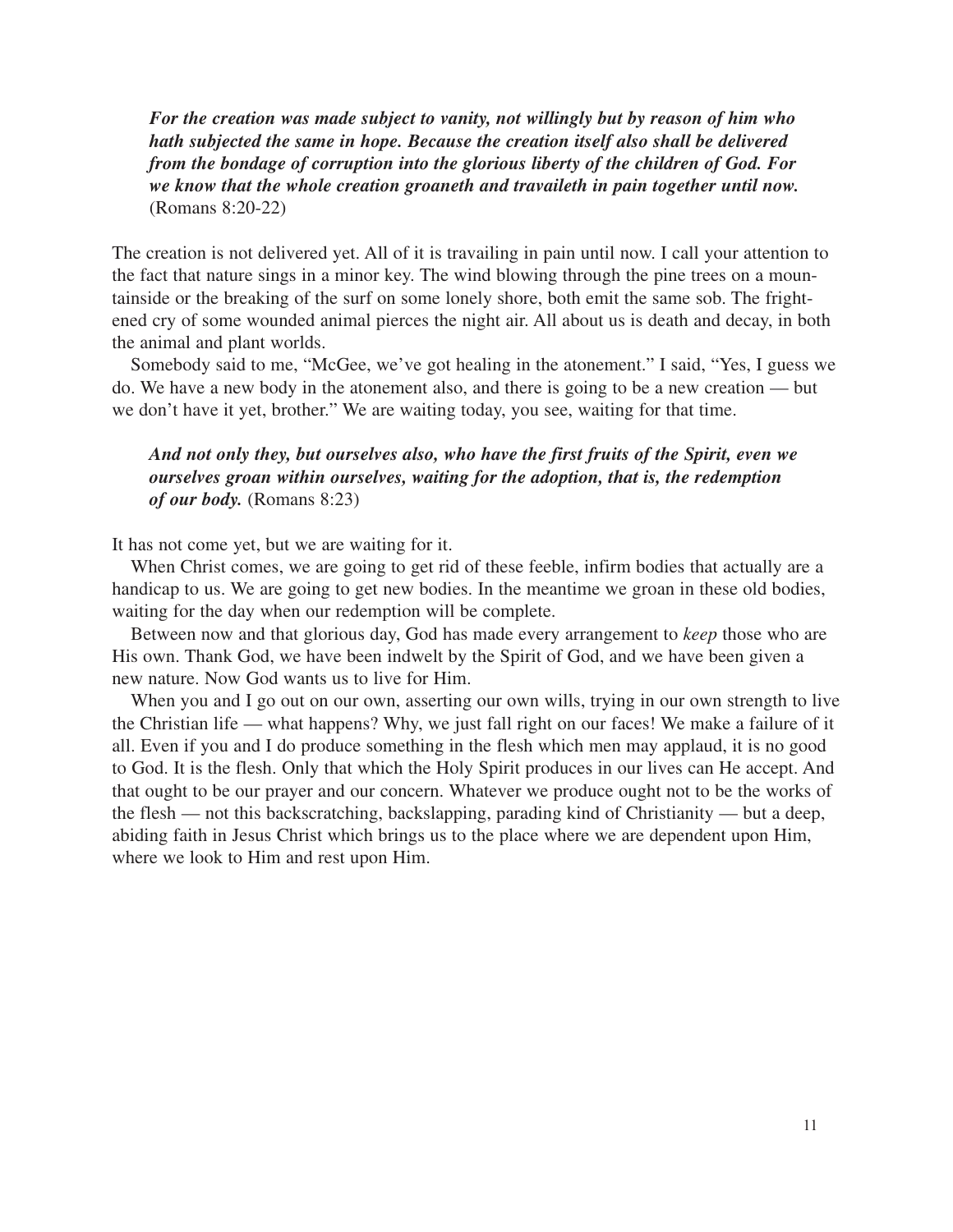> ***For the creation was made subject to vanity, not willingly but by reason of him who hath subjected the same in hope. Because the creation itself also shall be delivered from the bondage of corruption into the glorious liberty of the children of God. For we know that the whole creation groaneth and travaileth in pain together until now.*** (Romans 8:20-22)

The creation is not delivered yet. All of it is travailing in pain until now. I call your attention to the fact that nature sings in a minor key. The wind blowing through the pine trees on a mountainside or the breaking of the surf on some lonely shore, both emit the same sob. The frightened cry of some wounded animal pierces the night air. All about us is death and decay, in both the animal and plant worlds.

Somebody said to me, "McGee, we've got healing in the atonement." I said, "Yes, I guess we do. We have a new body in the atonement also, and there is going to be a new creation — but we don't have it yet, brother." We are waiting today, you see, waiting for that time.

> ***And not only they, but ourselves also, who have the first fruits of the Spirit, even we ourselves groan within ourselves, waiting for the adoption, that is, the redemption of our body.*** (Romans 8:23)

It has not come yet, but we are waiting for it.

When Christ comes, we are going to get rid of these feeble, infirm bodies that actually are a handicap to us. We are going to get new bodies. In the meantime we groan in these old bodies, waiting for the day when our redemption will be complete.

Between now and that glorious day, God has made every arrangement to *keep* those who are His own. Thank God, we have been indwelt by the Spirit of God, and we have been given a new nature. Now God wants us to live for Him.

When you and I go out on our own, asserting our own wills, trying in our own strength to live the Christian life — what happens? Why, we just fall right on our faces! We make a failure of it all. Even if you and I do produce something in the flesh which men may applaud, it is no good to God. It is the flesh. Only that which the Holy Spirit produces in our lives can He accept. And that ought to be our prayer and our concern. Whatever we produce ought not to be the works of the flesh — not this backscratching, backslapping, parading kind of Christianity — but a deep, abiding faith in Jesus Christ which brings us to the place where we are dependent upon Him, where we look to Him and rest upon Him.